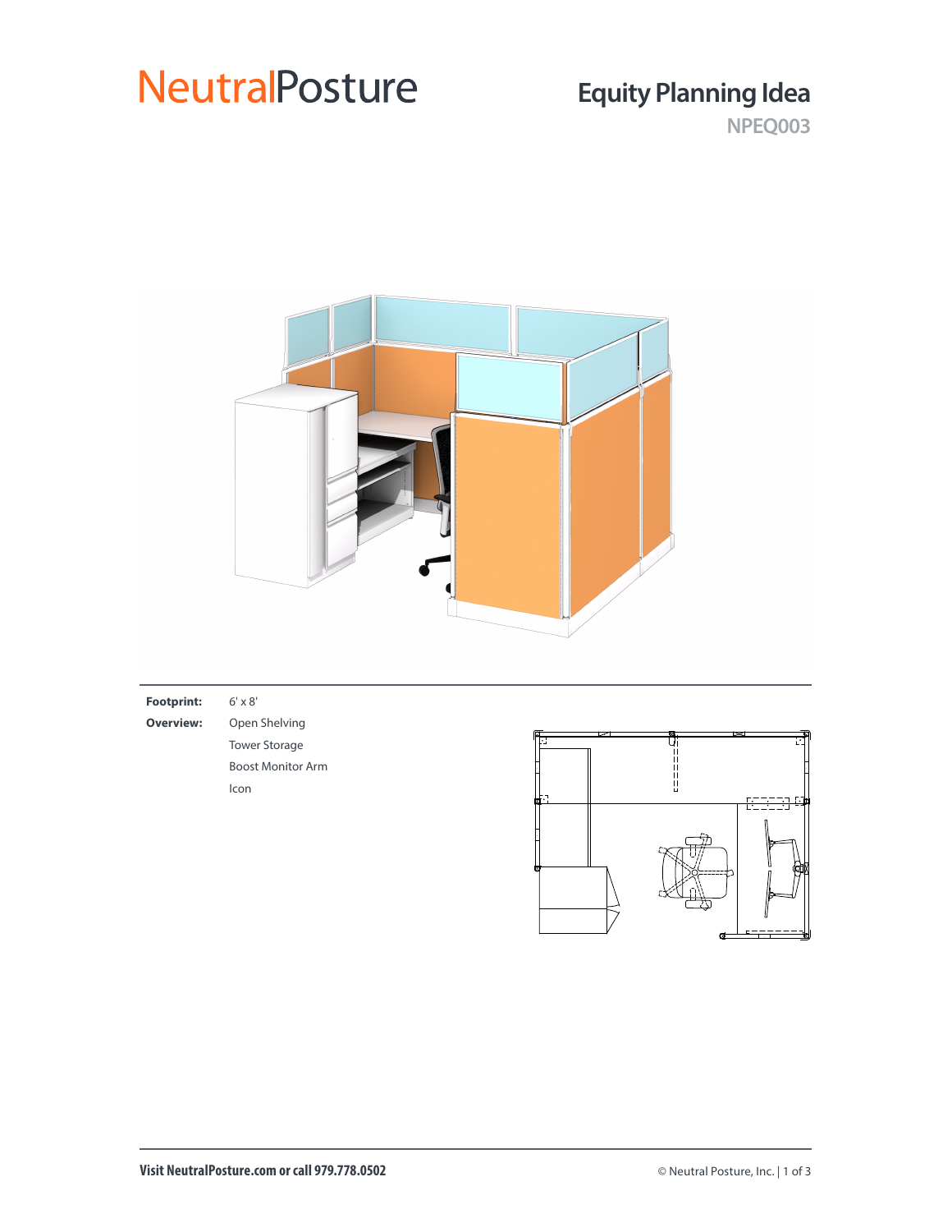# NeutralPosture

## Equity Planning Idea

NPEQ003

**Footprint:** 6' x 8'

**Overview:** Open Shelving
Tower Storage
Boost Monitor Arm
Icon

**Visit NeutralPosture.com or call 979.778.0502**

© Neutral Posture, Inc.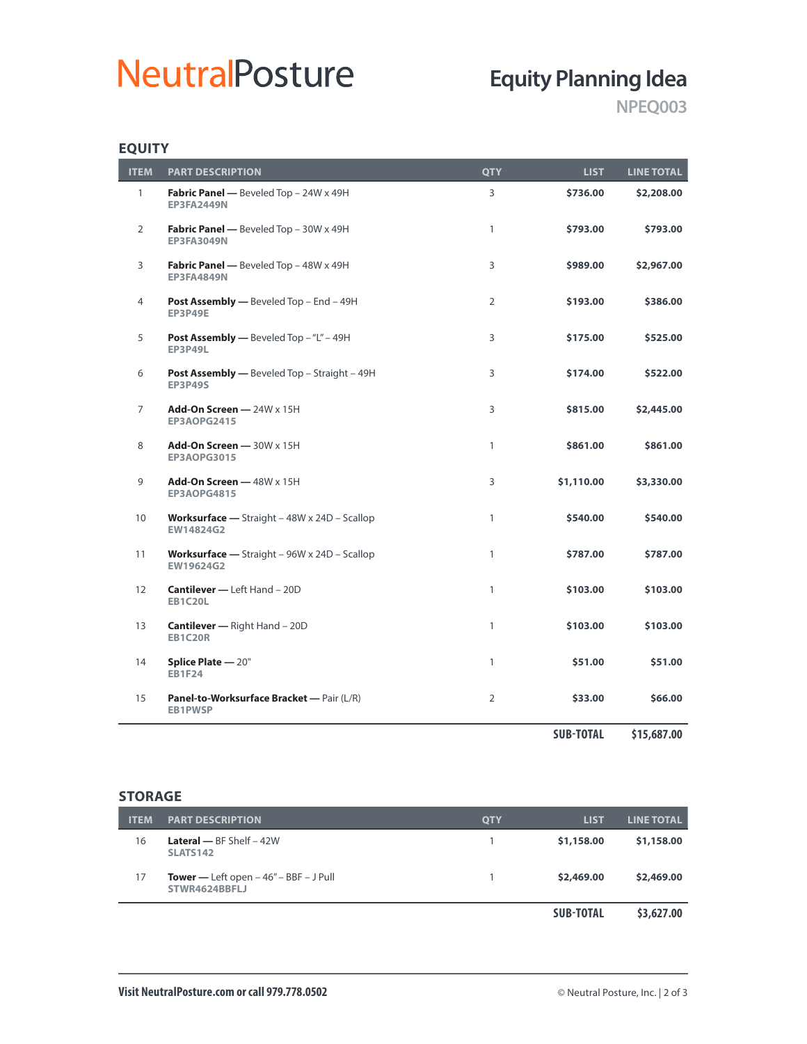# NeutralPosture

## Equity Planning Idea

### NPEQ003

## EQUITY

| ITEM | PART DESCRIPTION | QTY | LIST | LINE TOTAL |
|---|---|---|---|---|
| 1 | **Fabric Panel —** Beveled Top – 24W x 49H<br>EP3FA2449N | 3 | **$736.00** | **$2,208.00** |
| 2 | **Fabric Panel —** Beveled Top – 30W x 49H<br>EP3FA3049N | 1 | **$793.00** | **$793.00** |
| 3 | **Fabric Panel —** Beveled Top – 48W x 49H<br>EP3FA4849N | 3 | **$989.00** | **$2,967.00** |
| 4 | **Post Assembly —** Beveled Top – End – 49H<br>EP3P49E | 2 | **$193.00** | **$386.00** |
| 5 | **Post Assembly —** Beveled Top – "L" – 49H<br>EP3P49L | 3 | **$175.00** | **$525.00** |
| 6 | **Post Assembly —** Beveled Top – Straight – 49H<br>EP3P49S | 3 | **$174.00** | **$522.00** |
| 7 | **Add-On Screen —** 24W x 15H<br>EP3AOPG2415 | 3 | **$815.00** | **$2,445.00** |
| 8 | **Add-On Screen —** 30W x 15H<br>EP3AOPG3015 | 1 | **$861.00** | **$861.00** |
| 9 | **Add-On Screen —** 48W x 15H<br>EP3AOPG4815 | 3 | **$1,110.00** | **$3,330.00** |
| 10 | **Worksurface —** Straight – 48W x 24D – Scallop<br>EW14824G2 | 1 | **$540.00** | **$540.00** |
| 11 | **Worksurface —** Straight – 96W x 24D – Scallop<br>EW19624G2 | 1 | **$787.00** | **$787.00** |
| 12 | **Cantilever —** Left Hand – 20D<br>EB1C20L | 1 | **$103.00** | **$103.00** |
| 13 | **Cantilever —** Right Hand – 20D<br>EB1C20R | 1 | **$103.00** | **$103.00** |
| 14 | **Splice Plate —** 20"<br>EB1F24 | 1 | **$51.00** | **$51.00** |
| 15 | **Panel-to-Worksurface Bracket —** Pair (L/R)<br>EB1PWSP | 2 | **$33.00** | **$66.00** |
| | | | **SUB-TOTAL** | **$15,687.00** |

## STORAGE

| ITEM | PART DESCRIPTION | QTY | LIST | LINE TOTAL |
|---|---|---|---|---|
| 16 | **Lateral —** BF Shelf – 42W<br>SLATS142 | 1 | **$1,158.00** | **$1,158.00** |
| 17 | **Tower —** Left open – 46" – BBF – J Pull<br>STWR4624BBFLJ | 1 | **$2,469.00** | **$2,469.00** |
| | | | **SUB-TOTAL** | **$3,627.00** |

**Visit NeutralPosture.com or call 979.778.0502**

© Neutral Posture, Inc.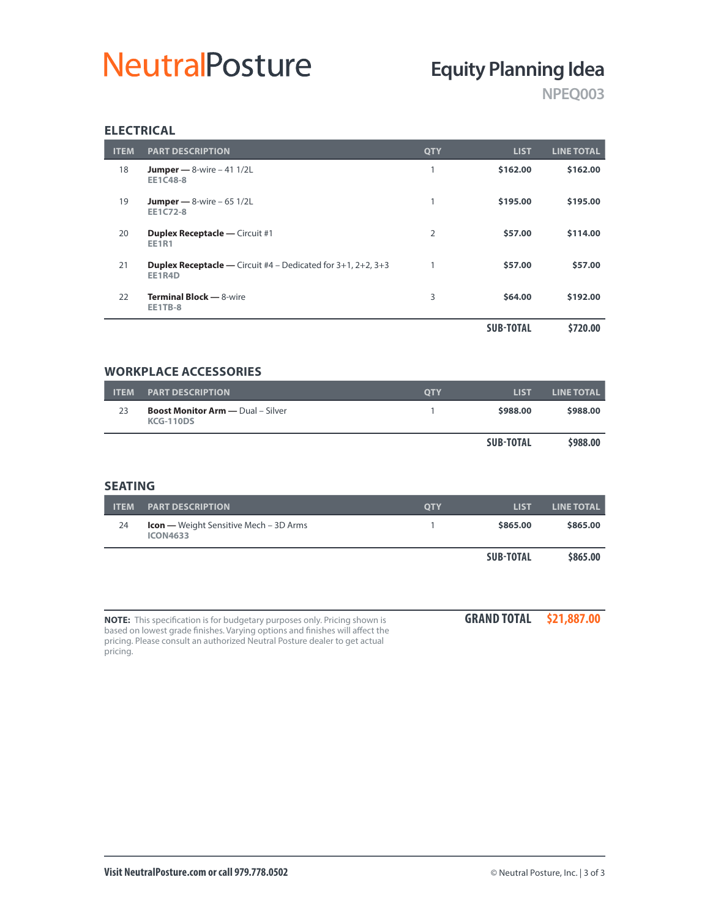NeutralPosture

# Equity Planning Idea

NPEQ003

## ELECTRICAL

| ITEM | PART DESCRIPTION | QTY | LIST | LINE TOTAL |
|---|---|---|---|---|
| 18 | **Jumper —** 8-wire – 41 1/2L<br>**EE1C48-8** | 1 | **$162.00** | **$162.00** |
| 19 | **Jumper —** 8-wire – 65 1/2L<br>**EE1C72-8** | 1 | **$195.00** | **$195.00** |
| 20 | **Duplex Receptacle —** Circuit #1<br>**EE1R1** | 2 | **$57.00** | **$114.00** |
| 21 | **Duplex Receptacle —** Circuit #4 – Dedicated for 3+1, 2+2, 3+3<br>**EE1R4D** | 1 | **$57.00** | **$57.00** |
| 22 | **Terminal Block —** 8-wire<br>**EE1TB-8** | 3 | **$64.00** | **$192.00** |
| | | | **SUB-TOTAL** | **$720.00** |

## WORKPLACE ACCESSORIES

| ITEM | PART DESCRIPTION | QTY | LIST | LINE TOTAL |
|---|---|---|---|---|
| 23 | **Boost Monitor Arm —** Dual – Silver<br>**KCG-110DS** | 1 | **$988.00** | **$988.00** |
| | | | **SUB-TOTAL** | **$988.00** |

## SEATING

| ITEM | PART DESCRIPTION | QTY | LIST | LINE TOTAL |
|---|---|---|---|---|
| 24 | **Icon —** Weight Sensitive Mech – 3D Arms<br>**ICON4633** | 1 | **$865.00** | **$865.00** |
| | | | **SUB-TOTAL** | **$865.00** |

**GRAND TOTAL** **$21,887.00**

**NOTE:** This specification is for budgetary purposes only. Pricing shown is based on lowest grade finishes. Varying options and finishes will affect the pricing. Please consult an authorized Neutral Posture dealer to get actual pricing.

**Visit NeutralPosture.com or call 979.778.0502**

© Neutral Posture, Inc.